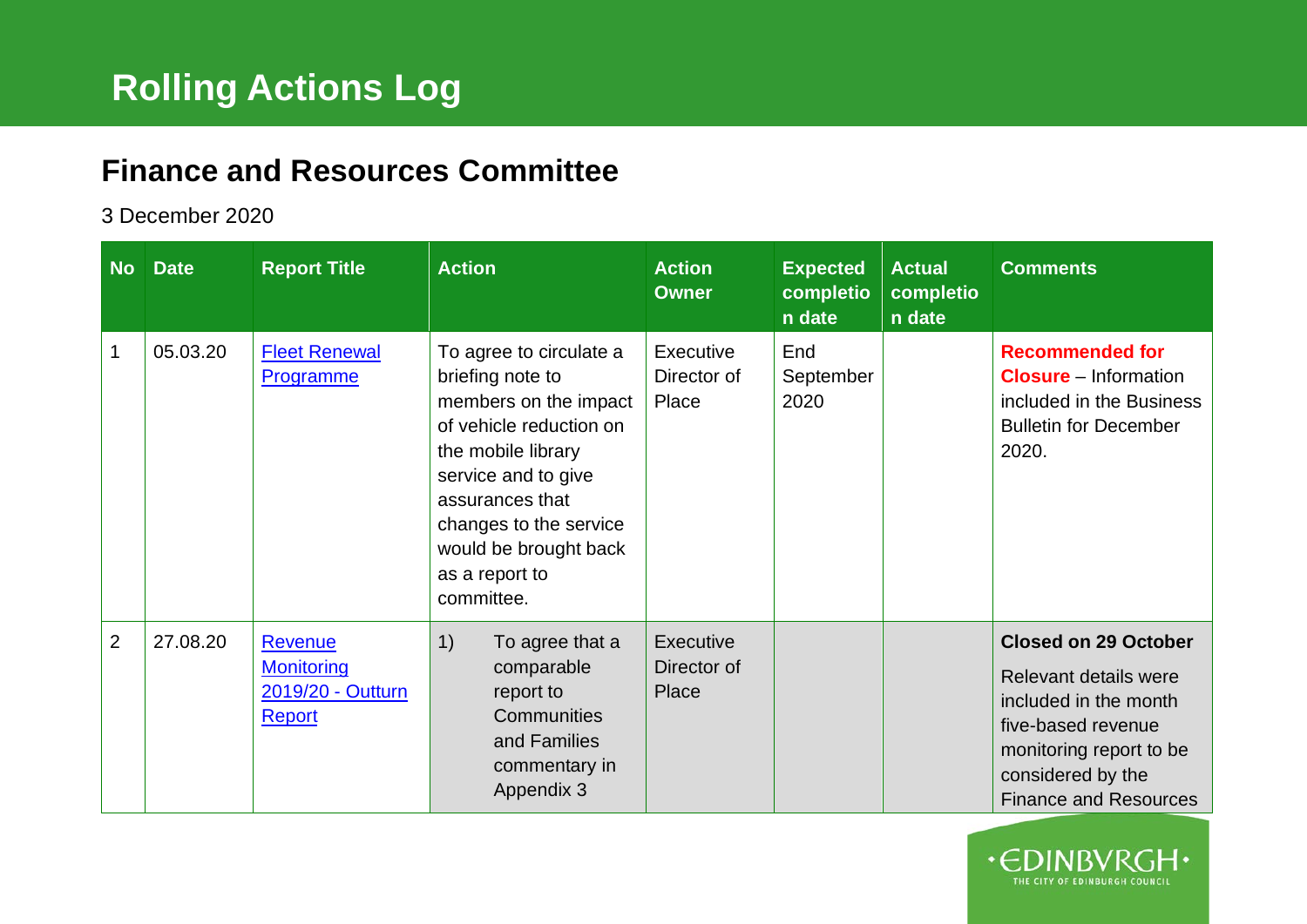# Rolling Actions Log

## Finance and Resources Committee

3 December 2020

| No | Date | Report Title | Action | Action Owner | Expected completion date | Actual completion date | Comments |
|---|---|---|---|---|---|---|---|
| 1 | 05.03.20 | Fleet Renewal Programme | To agree to circulate a briefing note to members on the impact of vehicle reduction on the mobile library service and to give assurances that changes to the service would be brought back as a report to committee. | Executive Director of Place | End September 2020 | | **Recommended for Closure** – Information included in the Business Bulletin for December 2020. |
| 2 | 27.08.20 | Revenue Monitoring 2019/20 - Outturn Report | 1) To agree that a comparable report to Communities and Families commentary in Appendix 3 | Executive Director of Place | | | **Closed on 29 October** Relevant details were included in the month five-based revenue monitoring report to be considered by the Finance and Resources |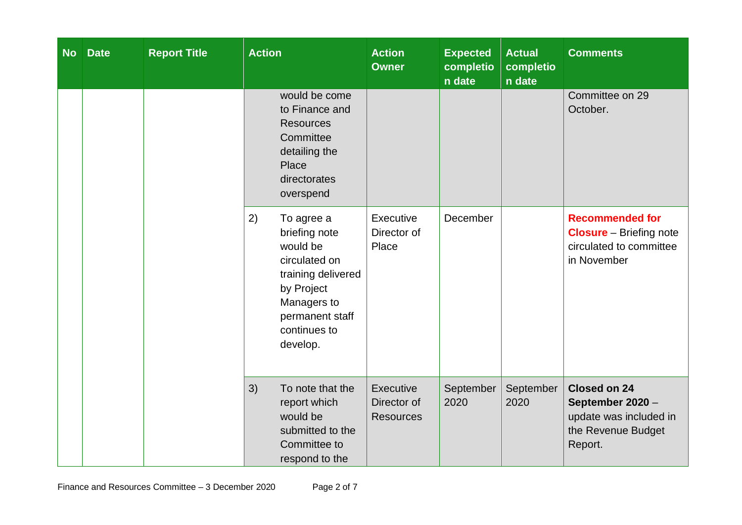| No | Date | Report Title | Action | Action Owner | Expected completion date | Actual completion date | Comments |
|---|---|---|---|---|---|---|---|
| | | | would be come to Finance and Resources Committee detailing the Place directorates overspend | | | | Committee on 29 October. |
| | | | 2) To agree a briefing note would be circulated on training delivered by Project Managers to permanent staff continues to develop. | Executive Director of Place | December | | **Recommended for Closure** – Briefing note circulated to committee in November |
| | | | 3) To note that the report which would be submitted to the Committee to respond to the | Executive Director of Resources | September 2020 | September 2020 | **Closed on 24 September 2020** – update was included in the Revenue Budget Report. |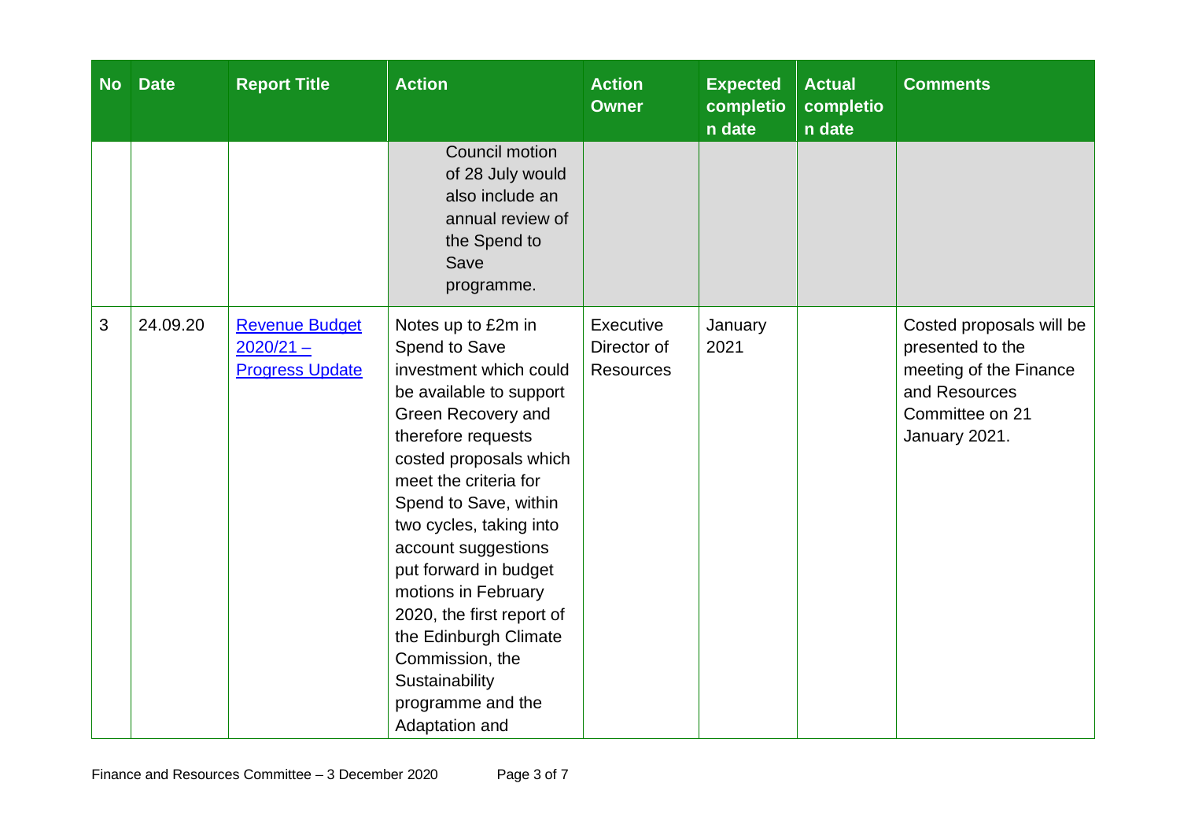| No | Date | Report Title | Action | Action Owner | Expected completion date | Actual completion date | Comments |
|---|---|---|---|---|---|---|---|
| | | | Council motion of 28 July would also include an annual review of the Spend to Save programme. | | | | |
| 3 | 24.09.20 | Revenue Budget 2020/21 – Progress Update | Notes up to £2m in Spend to Save investment which could be available to support Green Recovery and therefore requests costed proposals which meet the criteria for Spend to Save, within two cycles, taking into account suggestions put forward in budget motions in February 2020, the first report of the Edinburgh Climate Commission, the Sustainability programme and the Adaptation and | Executive Director of Resources | January 2021 | | Costed proposals will be presented to the meeting of the Finance and Resources Committee on 21 January 2021. |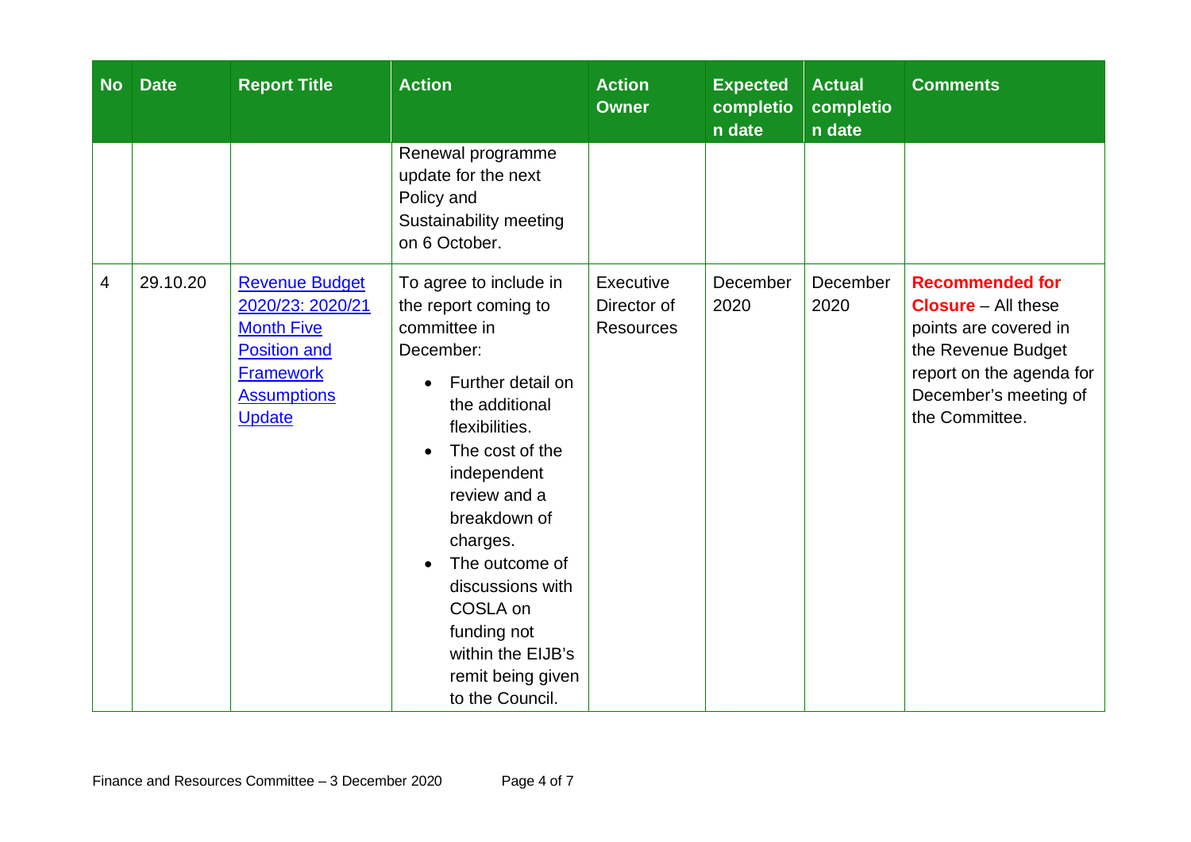| No | Date | Report Title | Action | Action Owner | Expected completion date | Actual completion date | Comments |
|---|---|---|---|---|---|---|---|
| | | | Renewal programme update for the next Policy and Sustainability meeting on 6 October. | | | | |
| 4 | 29.10.20 | [Revenue Budget 2020/23: 2020/21 Month Five Position and Framework Assumptions Update]() | To agree to include in the report coming to committee in December:<br>• Further detail on the additional flexibilities.<br>• The cost of the independent review and a breakdown of charges.<br>• The outcome of discussions with COSLA on funding not within the EIJB's remit being given to the Council. | Executive Director of Resources | December 2020 | December 2020 | **Recommended for Closure** – All these points are covered in the Revenue Budget report on the agenda for December's meeting of the Committee. |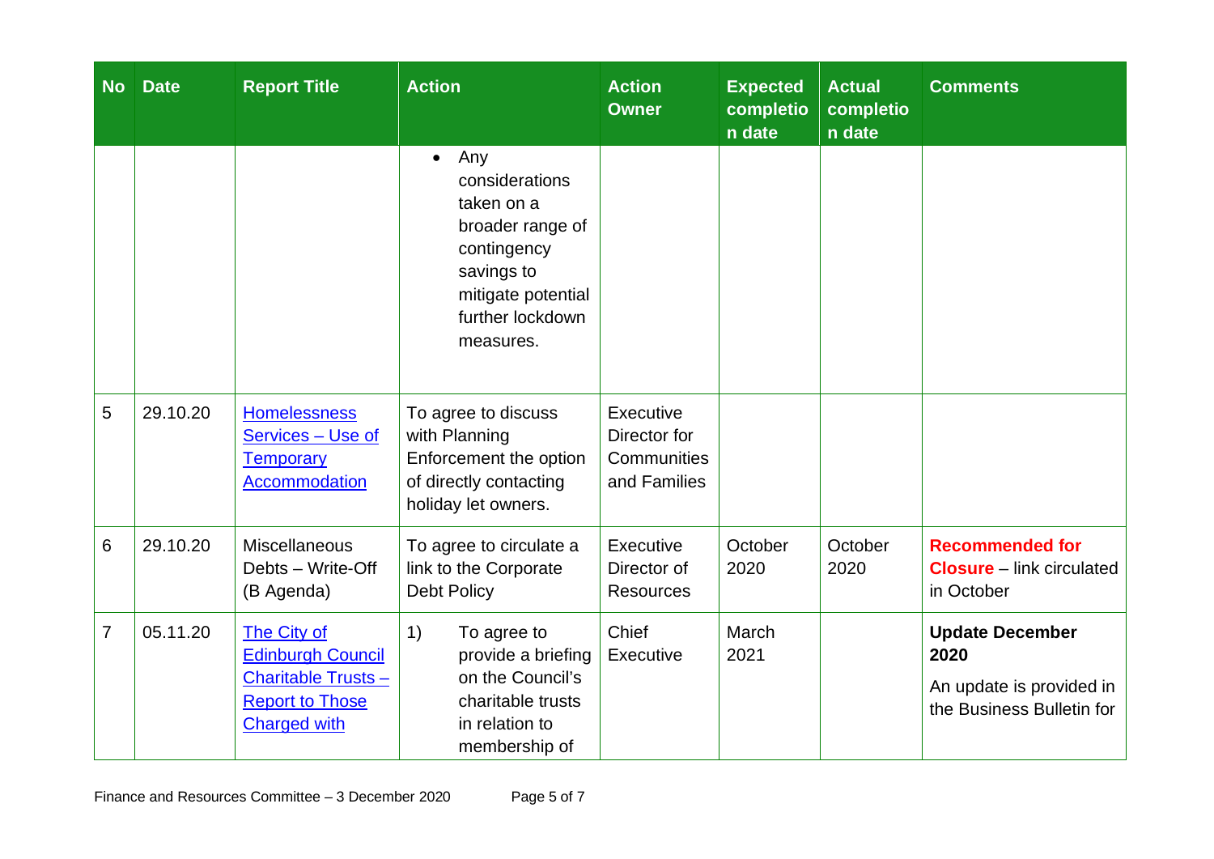| No | Date | Report Title | Action | Action Owner | Expected completion date | Actual completion date | Comments |
|---|---|---|---|---|---|---|---|
| | | | • Any considerations taken on a broader range of contingency savings to mitigate potential further lockdown measures. | | | | |
| 5 | 29.10.20 | [Homelessness Services – Use of Temporary Accommodation]() | To agree to discuss with Planning Enforcement the option of directly contacting holiday let owners. | Executive Director for Communities and Families | | | |
| 6 | 29.10.20 | Miscellaneous Debts – Write-Off (B Agenda) | To agree to circulate a link to the Corporate Debt Policy | Executive Director of Resources | October 2020 | October 2020 | **Recommended for Closure** – link circulated in October |
| 7 | 05.11.20 | [The City of Edinburgh Council Charitable Trusts – Report to Those Charged with]() | 1) To agree to provide a briefing on the Council's charitable trusts in relation to membership of | Chief Executive | March 2021 | | **Update December 2020**<br>An update is provided in the Business Bulletin for |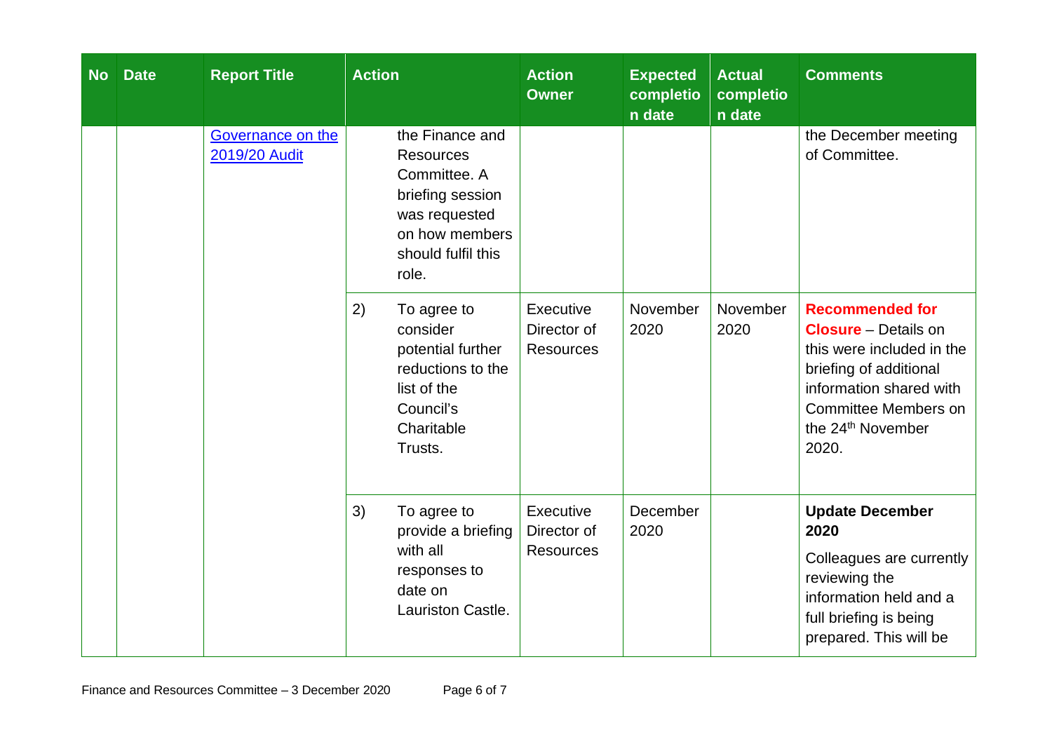| No | Date | Report Title | Action | Action Owner | Expected completion date | Actual completion date | Comments |
|---|---|---|---|---|---|---|---|
| | | Governance on the 2019/20 Audit | the Finance and Resources Committee. A briefing session was requested on how members should fulfil this role. | | | | the December meeting of Committee. |
| | | | 2) To agree to consider potential further reductions to the list of the Council's Charitable Trusts. | Executive Director of Resources | November 2020 | November 2020 | **Recommended for Closure** – Details on this were included in the briefing of additional information shared with Committee Members on the 24th November 2020. |
| | | | 3) To agree to provide a briefing with all responses to date on Lauriston Castle. | Executive Director of Resources | December 2020 | | **Update December 2020** Colleagues are currently reviewing the information held and a full briefing is being prepared. This will be |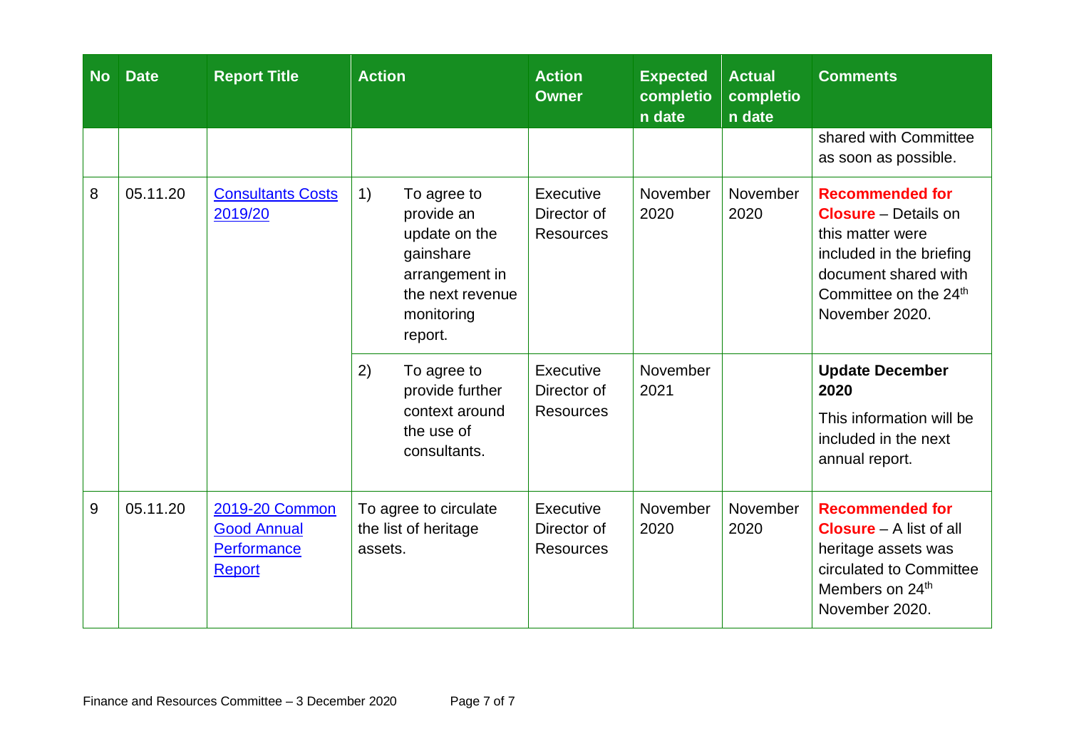| No | Date | Report Title | Action | Action Owner | Expected completion date | Actual completion date | Comments |
|---|---|---|---|---|---|---|---|
| | | | | | | | shared with Committee as soon as possible. |
| 8 | 05.11.20 | Consultants Costs 2019/20 | 1) To agree to provide an update on the gainshare arrangement in the next revenue monitoring report. | Executive Director of Resources | November 2020 | November 2020 | **Recommended for Closure** – Details on this matter were included in the briefing document shared with Committee on the 24th November 2020. |
| | | | 2) To agree to provide further context around the use of consultants. | Executive Director of Resources | November 2021 | | **Update December 2020** This information will be included in the next annual report. |
| 9 | 05.11.20 | 2019-20 Common Good Annual Performance Report | To agree to circulate the list of heritage assets. | Executive Director of Resources | November 2020 | November 2020 | **Recommended for Closure** – A list of all heritage assets was circulated to Committee Members on 24th November 2020. |

Finance and Resources Committee – 3 December 2020